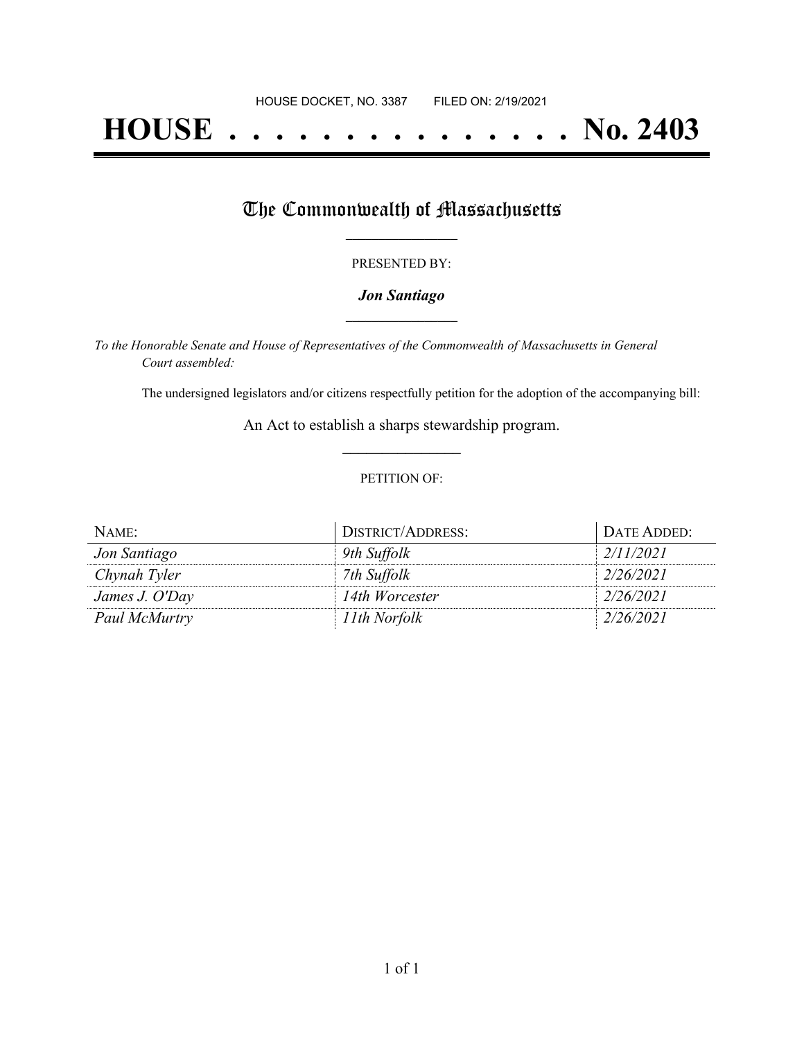HOUSE DOCKET, NO. 3387 FILED ON: 2/19/2021

# HOUSE . . . . . . . . . . . . . . . No. 2403

## The Commonwealth of Massachusetts

PRESENTED BY:

***Jon Santiago***

*To the Honorable Senate and House of Representatives of the Commonwealth of Massachusetts in General Court assembled:*

The undersigned legislators and/or citizens respectfully petition for the adoption of the accompanying bill:

An Act to establish a sharps stewardship program.

PETITION OF:

| NAME: | DISTRICT/ADDRESS: | DATE ADDED: |
| --- | --- | --- |
| *Jon Santiago* | *9th Suffolk* | *2/11/2021* |
| *Chynah Tyler* | *7th Suffolk* | *2/26/2021* |
| *James J. O'Day* | *14th Worcester* | *2/26/2021* |
| *Paul McMurtry* | *11th Norfolk* | *2/26/2021* |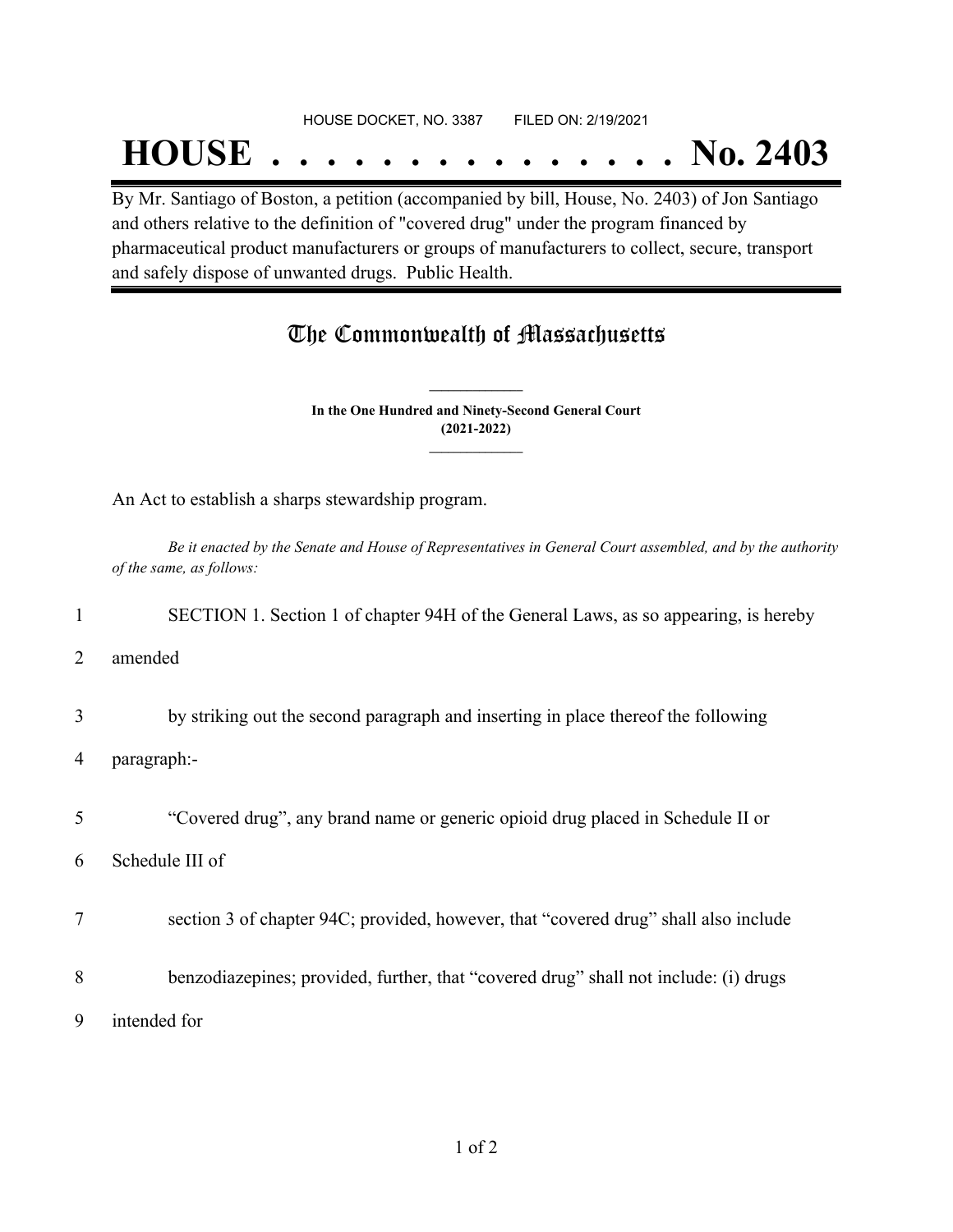HOUSE DOCKET, NO. 3387 FILED ON: 2/19/2021

# HOUSE . . . . . . . . . . . . . . . No. 2403

By Mr. Santiago of Boston, a petition (accompanied by bill, House, No. 2403) of Jon Santiago and others relative to the definition of "covered drug" under the program financed by pharmaceutical product manufacturers or groups of manufacturers to collect, secure, transport and safely dispose of unwanted drugs. Public Health.

## The Commonwealth of Massachusetts

**In the One Hundred and Ninety-Second General Court**
**(2021-2022)**

An Act to establish a sharps stewardship program.

*Be it enacted by the Senate and House of Representatives in General Court assembled, and by the authority of the same, as follows:*

1 SECTION 1. Section 1 of chapter 94H of the General Laws, as so appearing, is hereby

2 amended

3 by striking out the second paragraph and inserting in place thereof the following

4 paragraph:-

5 "Covered drug", any brand name or generic opioid drug placed in Schedule II or

6 Schedule III of

7 section 3 of chapter 94C; provided, however, that "covered drug" shall also include

8 benzodiazepines; provided, further, that "covered drug" shall not include: (i) drugs

9 intended for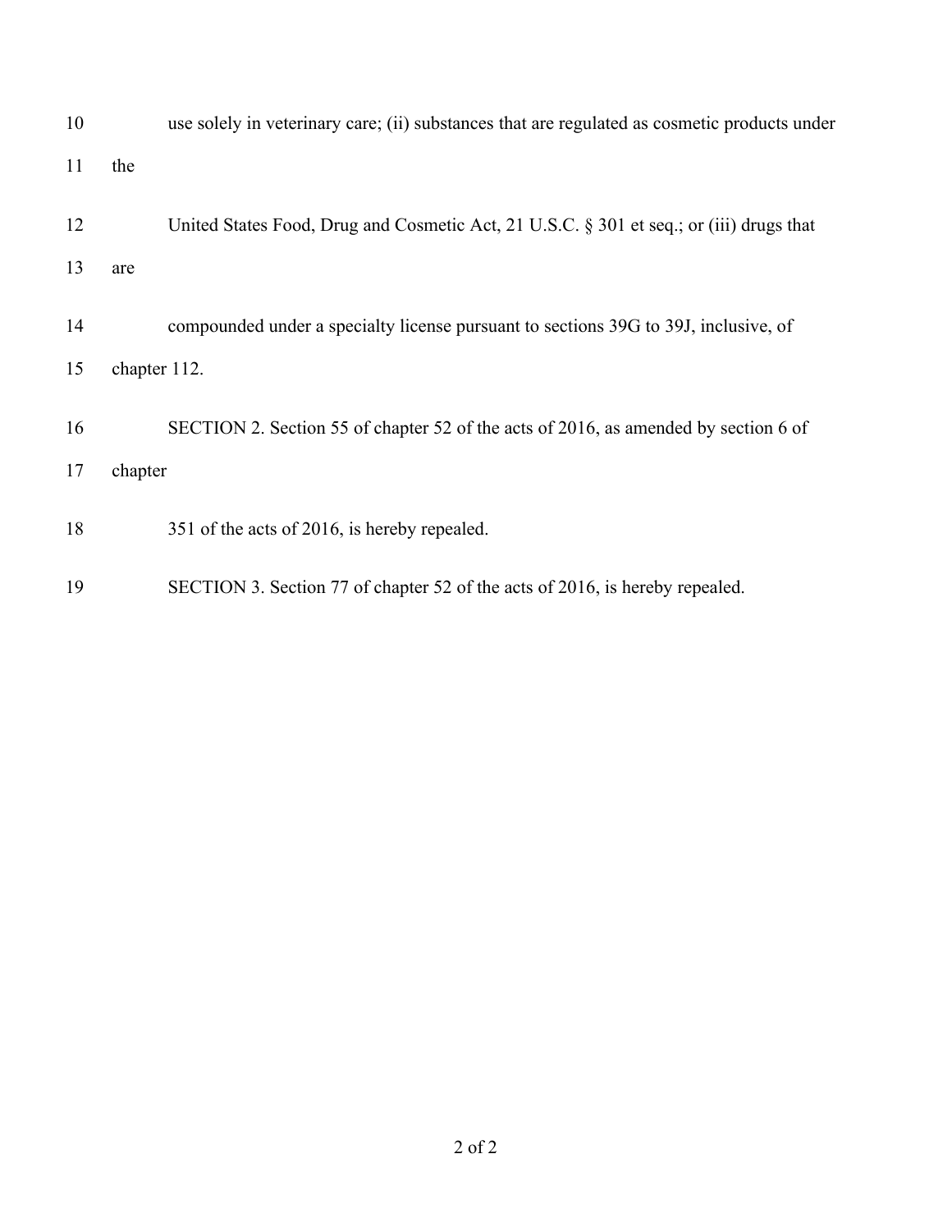use solely in veterinary care; (ii) substances that are regulated as cosmetic products under the United States Food, Drug and Cosmetic Act, 21 U.S.C. § 301 et seq.; or (iii) drugs that are compounded under a specialty license pursuant to sections 39G to 39J, inclusive, of chapter 112.

SECTION 2. Section 55 of chapter 52 of the acts of 2016, as amended by section 6 of chapter 351 of the acts of 2016, is hereby repealed.

SECTION 3. Section 77 of chapter 52 of the acts of 2016, is hereby repealed.